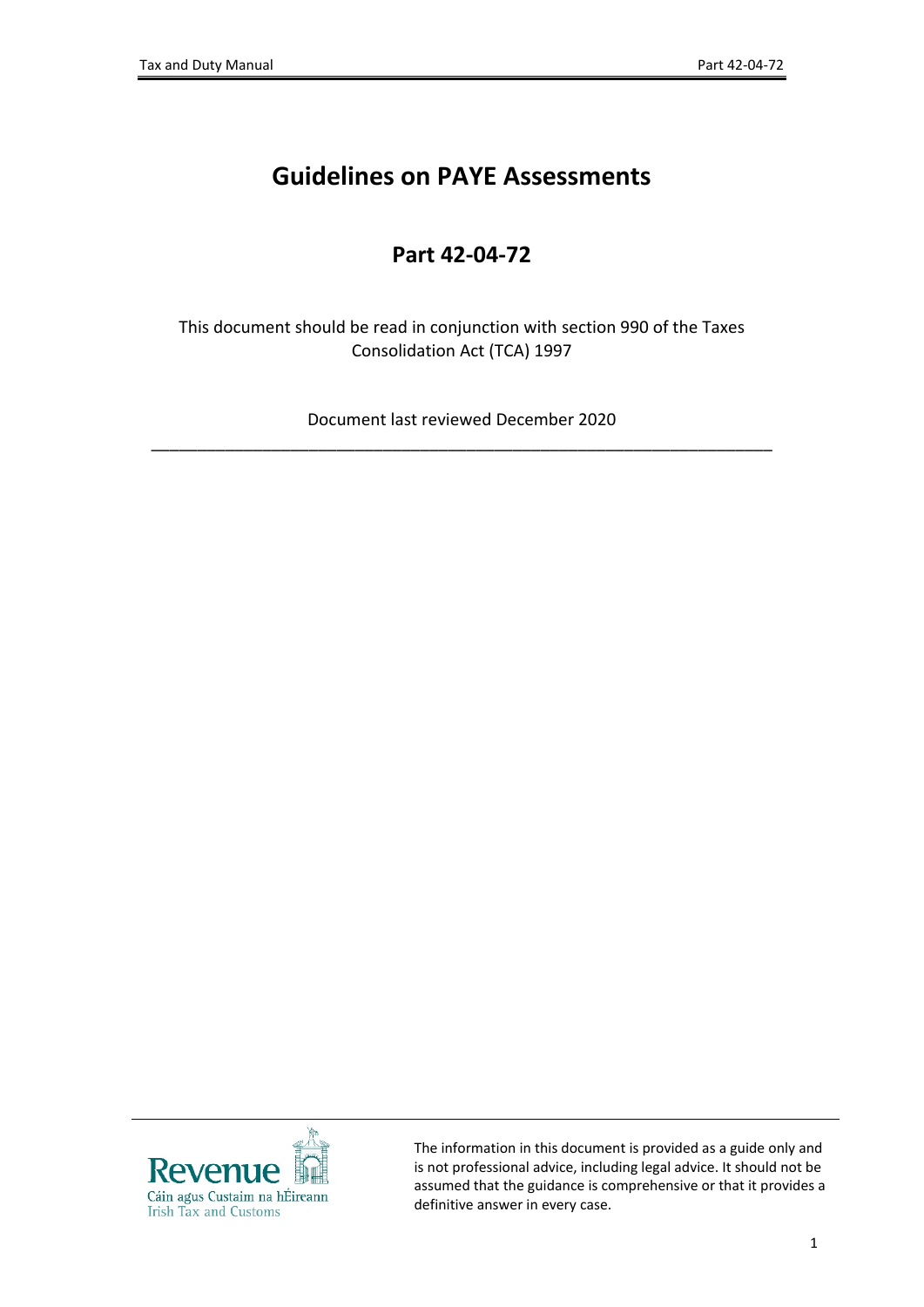# Guidelines on PAYE Assessments

## Part 42-04-72

This document should be read in conjunction with section 990 of the Taxes Consolidation Act (TCA) 1997

Document last reviewed December 2020

---

The information in this document is provided as a guide only and is not professional advice, including legal advice. It should not be assumed that the guidance is comprehensive or that it provides a definitive answer in every case.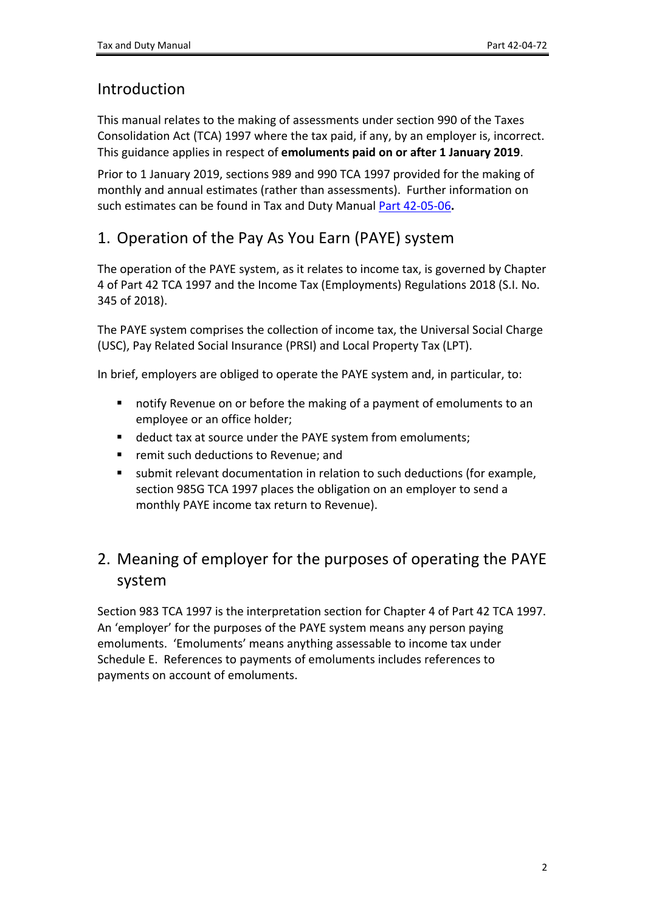## Introduction

This manual relates to the making of assessments under section 990 of the Taxes Consolidation Act (TCA) 1997 where the tax paid, if any, by an employer is, incorrect. This guidance applies in respect of **emoluments paid on or after 1 January 2019**.

Prior to 1 January 2019, sections 989 and 990 TCA 1997 provided for the making of monthly and annual estimates (rather than assessments). Further information on such estimates can be found in Tax and Duty Manual Part 42-05-06**.**

## 1. Operation of the Pay As You Earn (PAYE) system

The operation of the PAYE system, as it relates to income tax, is governed by Chapter 4 of Part 42 TCA 1997 and the Income Tax (Employments) Regulations 2018 (S.I. No. 345 of 2018).

The PAYE system comprises the collection of income tax, the Universal Social Charge (USC), Pay Related Social Insurance (PRSI) and Local Property Tax (LPT).

In brief, employers are obliged to operate the PAYE system and, in particular, to:

- notify Revenue on or before the making of a payment of emoluments to an employee or an office holder;
- deduct tax at source under the PAYE system from emoluments;
- remit such deductions to Revenue; and
- submit relevant documentation in relation to such deductions (for example, section 985G TCA 1997 places the obligation on an employer to send a monthly PAYE income tax return to Revenue).

## 2. Meaning of employer for the purposes of operating the PAYE system

Section 983 TCA 1997 is the interpretation section for Chapter 4 of Part 42 TCA 1997. An 'employer' for the purposes of the PAYE system means any person paying emoluments. 'Emoluments' means anything assessable to income tax under Schedule E. References to payments of emoluments includes references to payments on account of emoluments.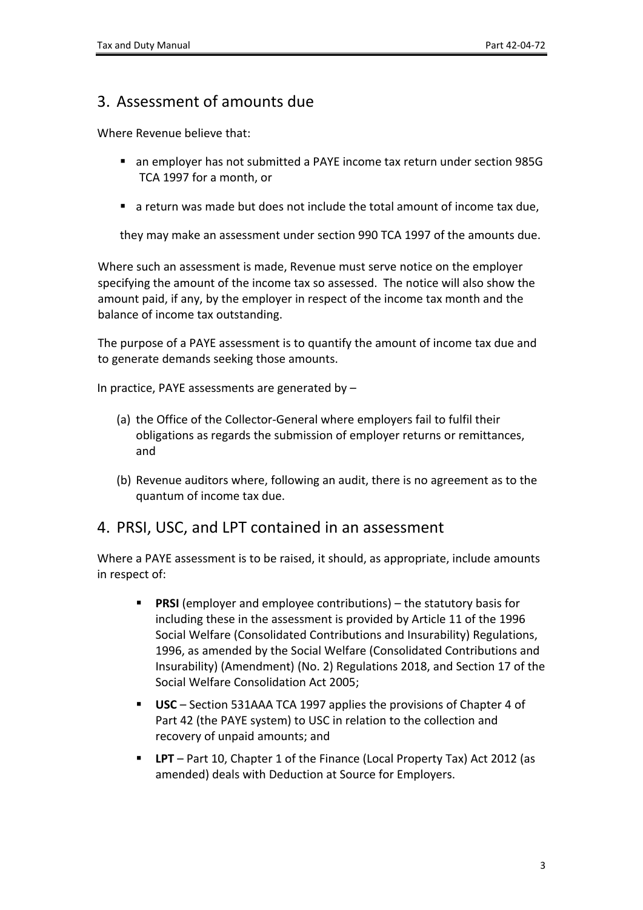## 3. Assessment of amounts due

Where Revenue believe that:

- an employer has not submitted a PAYE income tax return under section 985G TCA 1997 for a month, or
- a return was made but does not include the total amount of income tax due,

they may make an assessment under section 990 TCA 1997 of the amounts due.

Where such an assessment is made, Revenue must serve notice on the employer specifying the amount of the income tax so assessed. The notice will also show the amount paid, if any, by the employer in respect of the income tax month and the balance of income tax outstanding.

The purpose of a PAYE assessment is to quantify the amount of income tax due and to generate demands seeking those amounts.

In practice, PAYE assessments are generated by –

(a) the Office of the Collector-General where employers fail to fulfil their obligations as regards the submission of employer returns or remittances, and

(b) Revenue auditors where, following an audit, there is no agreement as to the quantum of income tax due.

## 4. PRSI, USC, and LPT contained in an assessment

Where a PAYE assessment is to be raised, it should, as appropriate, include amounts in respect of:

- **PRSI** (employer and employee contributions) – the statutory basis for including these in the assessment is provided by Article 11 of the 1996 Social Welfare (Consolidated Contributions and Insurability) Regulations, 1996, as amended by the Social Welfare (Consolidated Contributions and Insurability) (Amendment) (No. 2) Regulations 2018, and Section 17 of the Social Welfare Consolidation Act 2005;
- **USC** – Section 531AAA TCA 1997 applies the provisions of Chapter 4 of Part 42 (the PAYE system) to USC in relation to the collection and recovery of unpaid amounts; and
- **LPT** – Part 10, Chapter 1 of the Finance (Local Property Tax) Act 2012 (as amended) deals with Deduction at Source for Employers.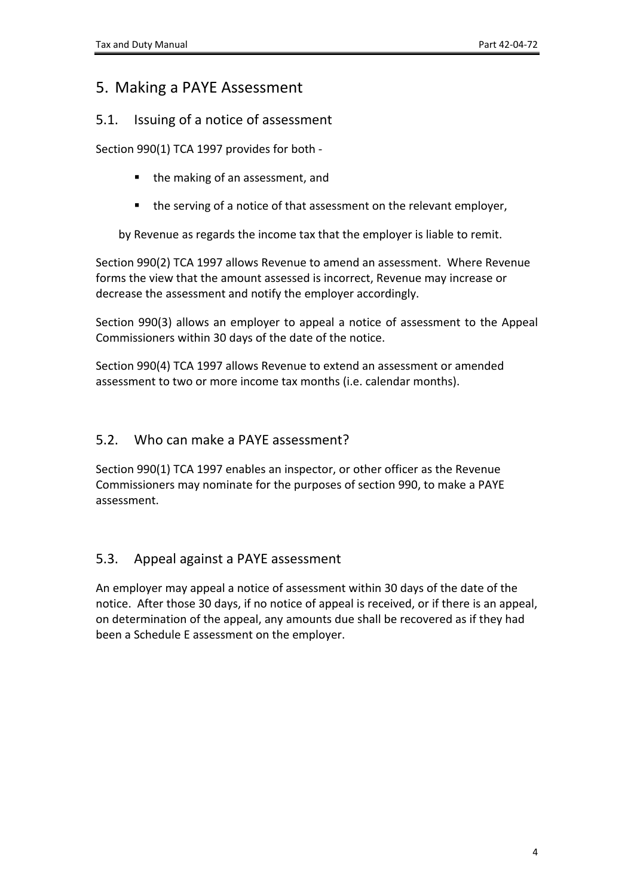# 5. Making a PAYE Assessment

## 5.1. Issuing of a notice of assessment

Section 990(1) TCA 1997 provides for both -

- the making of an assessment, and
- the serving of a notice of that assessment on the relevant employer,

by Revenue as regards the income tax that the employer is liable to remit.

Section 990(2) TCA 1997 allows Revenue to amend an assessment. Where Revenue forms the view that the amount assessed is incorrect, Revenue may increase or decrease the assessment and notify the employer accordingly.

Section 990(3) allows an employer to appeal a notice of assessment to the Appeal Commissioners within 30 days of the date of the notice.

Section 990(4) TCA 1997 allows Revenue to extend an assessment or amended assessment to two or more income tax months (i.e. calendar months).

## 5.2. Who can make a PAYE assessment?

Section 990(1) TCA 1997 enables an inspector, or other officer as the Revenue Commissioners may nominate for the purposes of section 990, to make a PAYE assessment.

## 5.3. Appeal against a PAYE assessment

An employer may appeal a notice of assessment within 30 days of the date of the notice. After those 30 days, if no notice of appeal is received, or if there is an appeal, on determination of the appeal, any amounts due shall be recovered as if they had been a Schedule E assessment on the employer.